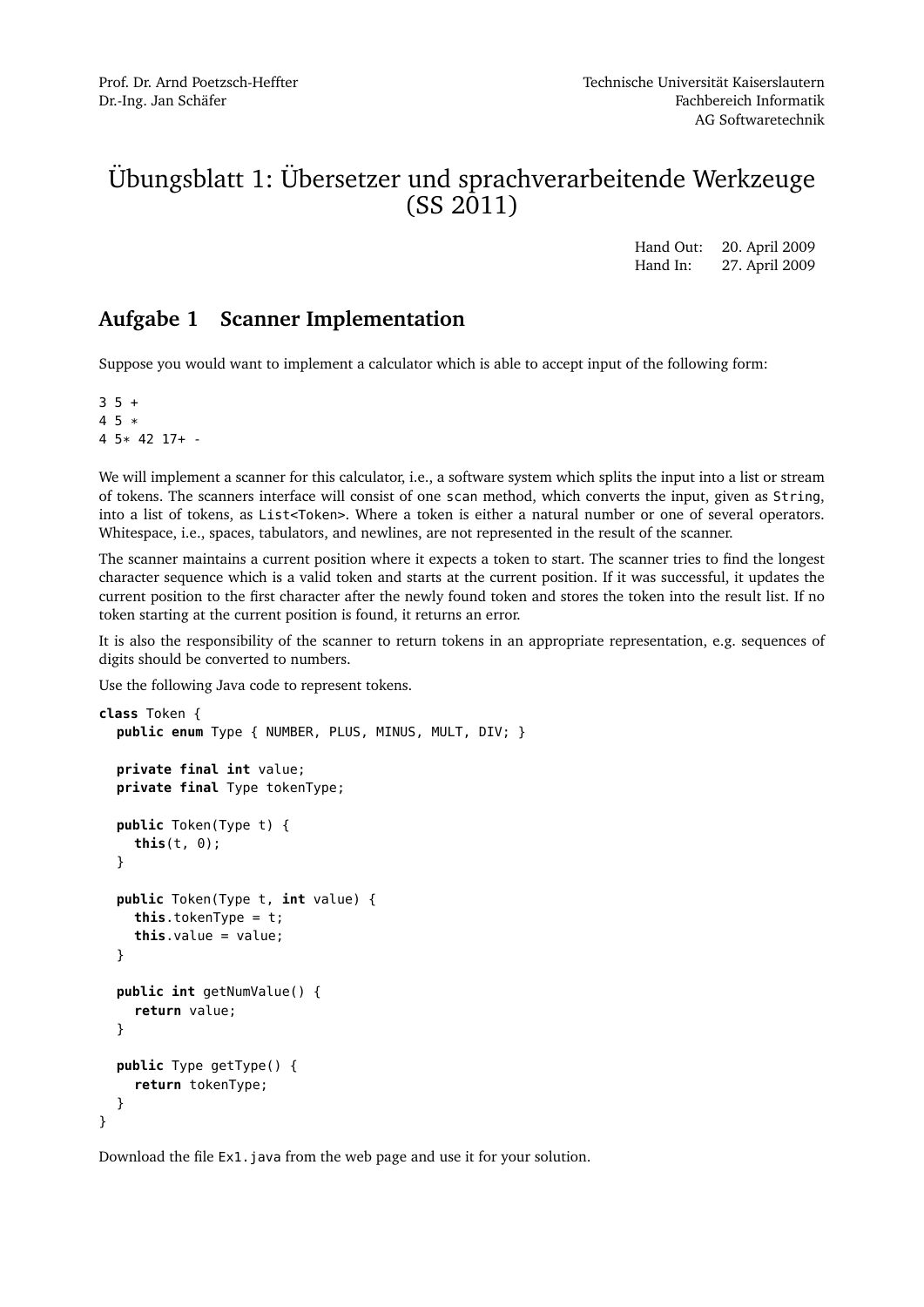Prof. Dr. Arnd Poetzsch-Heffter
Dr.-Ing. Jan Schäfer

Technische Universität Kaiserslautern
Fachbereich Informatik
AG Softwaretechnik

# Übungsblatt 1: Übersetzer und sprachverarbeitende Werkzeuge (SS 2011)

Hand Out: 20. April 2009
Hand In: 27. April 2009

## Aufgabe 1 Scanner Implementation

Suppose you would want to implement a calculator which is able to accept input of the following form:

```
3 5 +
4 5 *
4 5* 42 17+ -
```

We will implement a scanner for this calculator, i.e., a software system which splits the input into a list or stream of tokens. The scanners interface will consist of one `scan` method, which converts the input, given as `String`, into a list of tokens, as `List<Token>`. Where a token is either a natural number or one of several operators. Whitespace, i.e., spaces, tabulators, and newlines, are not represented in the result of the scanner.

The scanner maintains a current position where it expects a token to start. The scanner tries to find the longest character sequence which is a valid token and starts at the current position. If it was successful, it updates the current position to the first character after the newly found token and stores the token into the result list. If no token starting at the current position is found, it returns an error.

It is also the responsibility of the scanner to return tokens in an appropriate representation, e.g. sequences of digits should be converted to numbers.

Use the following Java code to represent tokens.

```java
class Token {
  public enum Type { NUMBER, PLUS, MINUS, MULT, DIV; }

  private final int value;
  private final Type tokenType;

  public Token(Type t) {
    this(t, 0);
  }

  public Token(Type t, int value) {
    this.tokenType = t;
    this.value = value;
  }

  public int getNumValue() {
    return value;
  }

  public Type getType() {
    return tokenType;
  }
}
```

Download the file `Ex1.java` from the web page and use it for your solution.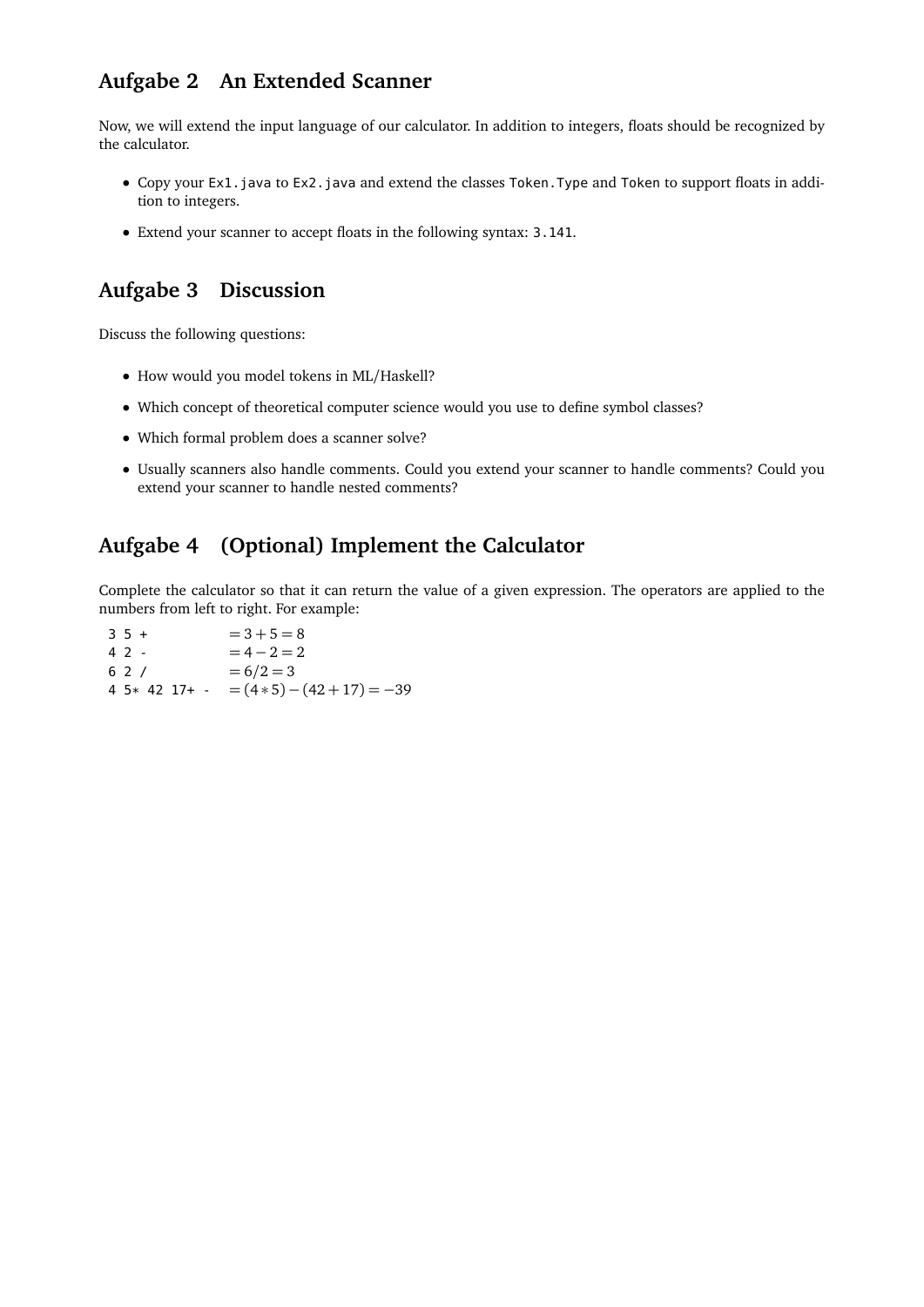## Aufgabe 2 An Extended Scanner

Now, we will extend the input language of our calculator. In addition to integers, floats should be recognized by the calculator.

- Copy your `Ex1.java` to `Ex2.java` and extend the classes `Token.Type` and `Token` to support floats in addition to integers.
- Extend your scanner to accept floats in the following syntax: `3.141`.

## Aufgabe 3 Discussion

Discuss the following questions:

- How would you model tokens in ML/Haskell?
- Which concept of theoretical computer science would you use to define symbol classes?
- Which formal problem does a scanner solve?
- Usually scanners also handle comments. Could you extend your scanner to handle comments? Could you extend your scanner to handle nested comments?

## Aufgabe 4 (Optional) Implement the Calculator

Complete the calculator so that it can return the value of a given expression. The operators are applied to the numbers from left to right. For example:

| | |
|---|---|
| `3 5 +` | $= 3 + 5 = 8$ |
| `4 2 -` | $= 4 - 2 = 2$ |
| `6 2 /` | $= 6/2 = 3$ |
| `4 5* 42 17+ -` | $= (4 * 5) - (42 + 17) = -39$ |